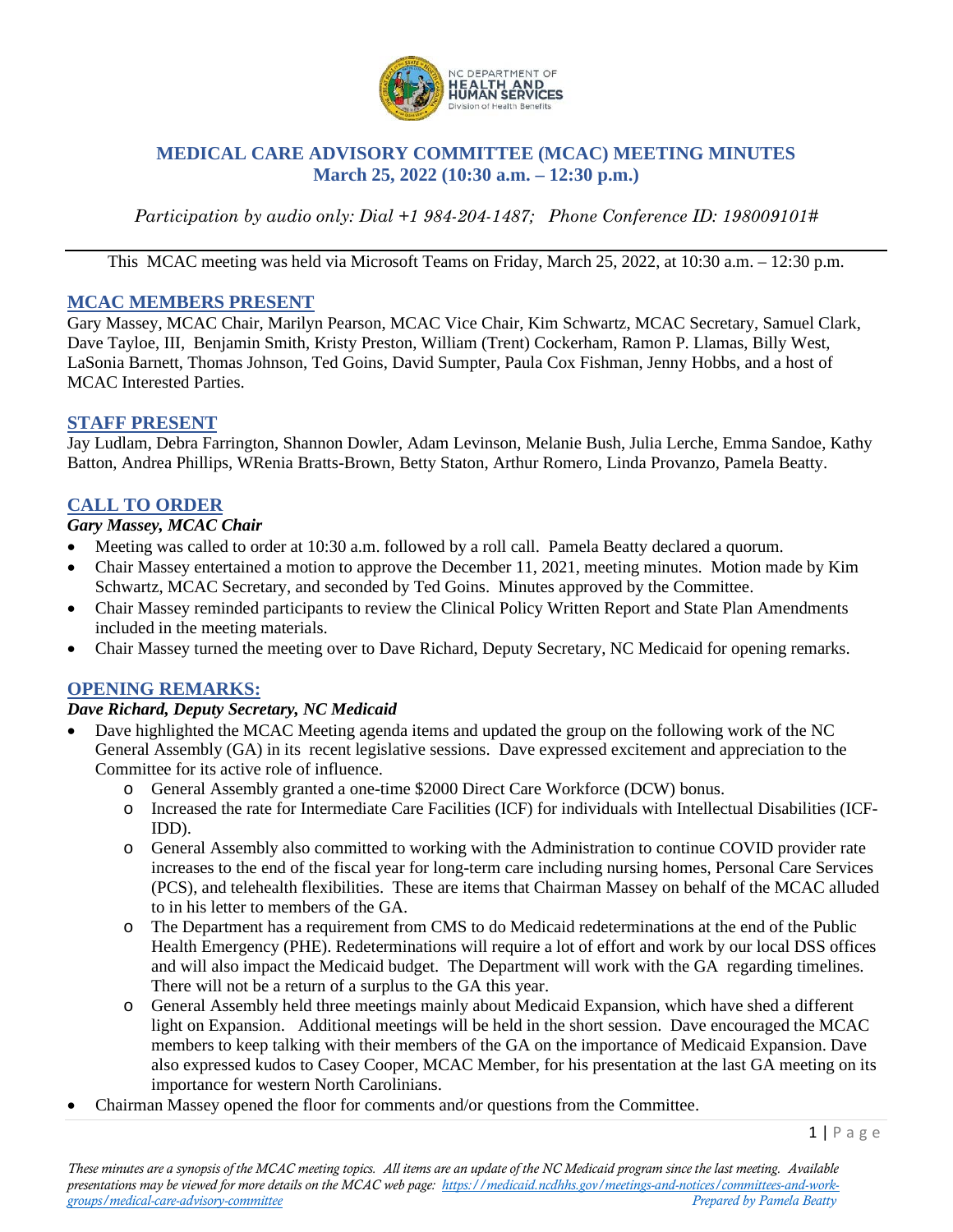# MEDICAL CARE ADVISORY COMMITTEE (MCAC) MEETING MINUTES
## March 25, 2022 (10:30 a.m. – 12:30 p.m.)

*Participation by audio only: Dial +1 984-204-1487; Phone Conference ID: 198009101#*

This MCAC meeting was held via Microsoft Teams on Friday, March 25, 2022, at 10:30 a.m. – 12:30 p.m.

## MCAC MEMBERS PRESENT

Gary Massey, MCAC Chair, Marilyn Pearson, MCAC Vice Chair, Kim Schwartz, MCAC Secretary, Samuel Clark, Dave Tayloe, III, Benjamin Smith, Kristy Preston, William (Trent) Cockerham, Ramon P. Llamas, Billy West, LaSonia Barnett, Thomas Johnson, Ted Goins, David Sumpter, Paula Cox Fishman, Jenny Hobbs, and a host of MCAC Interested Parties.

## STAFF PRESENT

Jay Ludlam, Debra Farrington, Shannon Dowler, Adam Levinson, Melanie Bush, Julia Lerche, Emma Sandoe, Kathy Batton, Andrea Phillips, WRenia Bratts-Brown, Betty Staton, Arthur Romero, Linda Provanzo, Pamela Beatty.

## CALL TO ORDER

***Gary Massey, MCAC Chair***

- Meeting was called to order at 10:30 a.m. followed by a roll call. Pamela Beatty declared a quorum.
- Chair Massey entertained a motion to approve the December 11, 2021, meeting minutes. Motion made by Kim Schwartz, MCAC Secretary, and seconded by Ted Goins. Minutes approved by the Committee.
- Chair Massey reminded participants to review the Clinical Policy Written Report and State Plan Amendments included in the meeting materials.
- Chair Massey turned the meeting over to Dave Richard, Deputy Secretary, NC Medicaid for opening remarks.

## OPENING REMARKS:

***Dave Richard, Deputy Secretary, NC Medicaid***

- Dave highlighted the MCAC Meeting agenda items and updated the group on the following work of the NC General Assembly (GA) in its recent legislative sessions. Dave expressed excitement and appreciation to the Committee for its active role of influence.
  - General Assembly granted a one-time $2000 Direct Care Workforce (DCW) bonus.
  - Increased the rate for Intermediate Care Facilities (ICF) for individuals with Intellectual Disabilities (ICF-IDD).
  - General Assembly also committed to working with the Administration to continue COVID provider rate increases to the end of the fiscal year for long-term care including nursing homes, Personal Care Services (PCS), and telehealth flexibilities. These are items that Chairman Massey on behalf of the MCAC alluded to in his letter to members of the GA.
  - The Department has a requirement from CMS to do Medicaid redeterminations at the end of the Public Health Emergency (PHE). Redeterminations will require a lot of effort and work by our local DSS offices and will also impact the Medicaid budget. The Department will work with the GA regarding timelines. There will not be a return of a surplus to the GA this year.
  - General Assembly held three meetings mainly about Medicaid Expansion, which have shed a different light on Expansion. Additional meetings will be held in the short session. Dave encouraged the MCAC members to keep talking with their members of the GA on the importance of Medicaid Expansion. Dave also expressed kudos to Casey Cooper, MCAC Member, for his presentation at the last GA meeting on its importance for western North Carolinians.
- Chairman Massey opened the floor for comments and/or questions from the Committee.

*These minutes are a synopsis of the MCAC meeting topics. All items are an update of the NC Medicaid program since the last meeting. Available presentations may be viewed for more details on the MCAC web page: https://medicaid.ncdhhs.gov/meetings-and-notices/committees-and-work-groups/medical-care-advisory-committee* *Prepared by Pamela Beatty*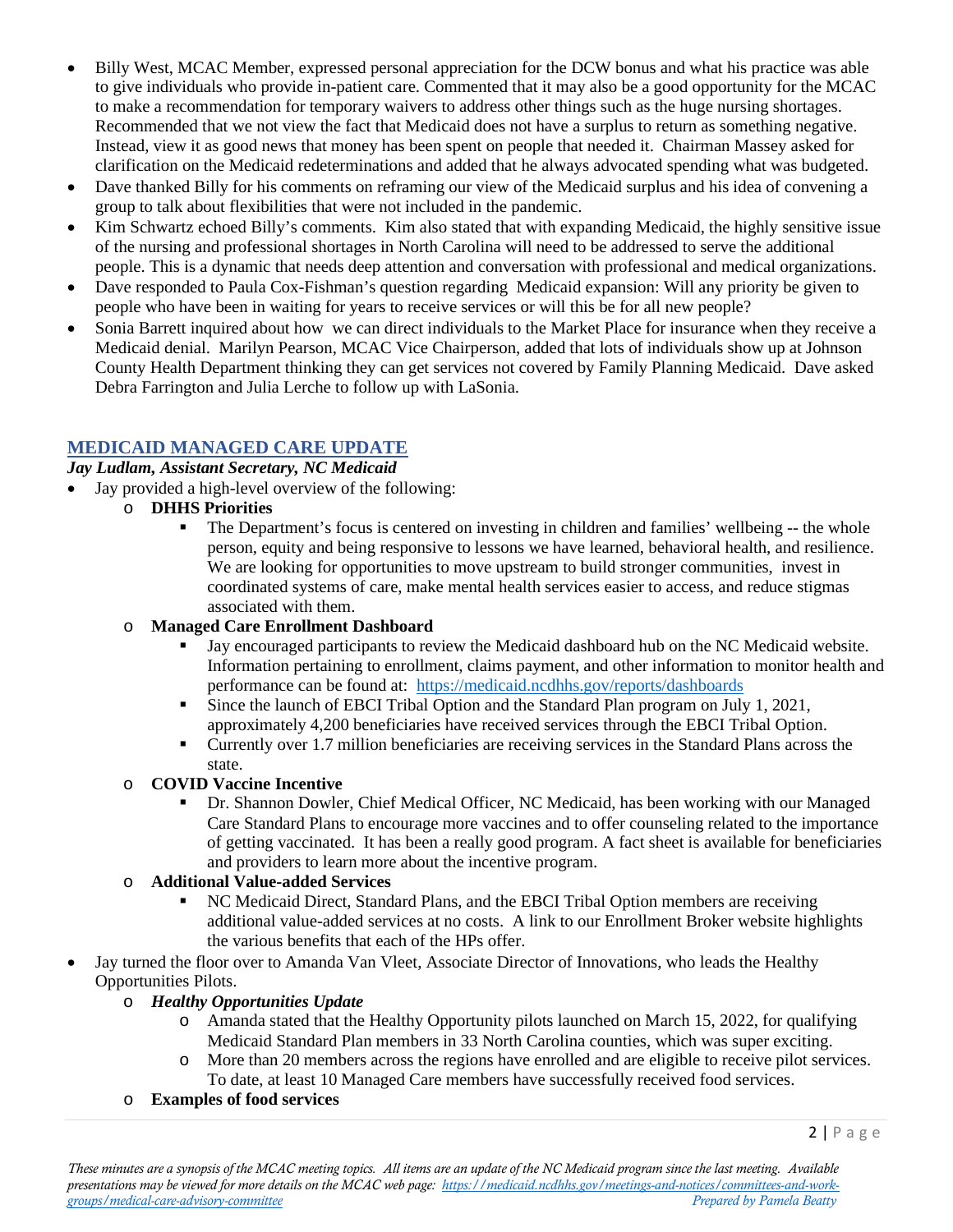- Billy West, MCAC Member, expressed personal appreciation for the DCW bonus and what his practice was able to give individuals who provide in-patient care. Commented that it may also be a good opportunity for the MCAC to make a recommendation for temporary waivers to address other things such as the huge nursing shortages. Recommended that we not view the fact that Medicaid does not have a surplus to return as something negative. Instead, view it as good news that money has been spent on people that needed it. Chairman Massey asked for clarification on the Medicaid redeterminations and added that he always advocated spending what was budgeted.
- Dave thanked Billy for his comments on reframing our view of the Medicaid surplus and his idea of convening a group to talk about flexibilities that were not included in the pandemic.
- Kim Schwartz echoed Billy's comments. Kim also stated that with expanding Medicaid, the highly sensitive issue of the nursing and professional shortages in North Carolina will need to be addressed to serve the additional people. This is a dynamic that needs deep attention and conversation with professional and medical organizations.
- Dave responded to Paula Cox-Fishman's question regarding Medicaid expansion: Will any priority be given to people who have been in waiting for years to receive services or will this be for all new people?
- Sonia Barrett inquired about how we can direct individuals to the Market Place for insurance when they receive a Medicaid denial. Marilyn Pearson, MCAC Vice Chairperson, added that lots of individuals show up at Johnson County Health Department thinking they can get services not covered by Family Planning Medicaid. Dave asked Debra Farrington and Julia Lerche to follow up with LaSonia.

## MEDICAID MANAGED CARE UPDATE

***Jay Ludlam, Assistant Secretary, NC Medicaid***

- Jay provided a high-level overview of the following:
  - **DHHS Priorities**
    - The Department's focus is centered on investing in children and families' wellbeing -- the whole person, equity and being responsive to lessons we have learned, behavioral health, and resilience. We are looking for opportunities to move upstream to build stronger communities, invest in coordinated systems of care, make mental health services easier to access, and reduce stigmas associated with them.
  - **Managed Care Enrollment Dashboard**
    - Jay encouraged participants to review the Medicaid dashboard hub on the NC Medicaid website. Information pertaining to enrollment, claims payment, and other information to monitor health and performance can be found at: https://medicaid.ncdhhs.gov/reports/dashboards
    - Since the launch of EBCI Tribal Option and the Standard Plan program on July 1, 2021, approximately 4,200 beneficiaries have received services through the EBCI Tribal Option.
    - Currently over 1.7 million beneficiaries are receiving services in the Standard Plans across the state.
  - **COVID Vaccine Incentive**
    - Dr. Shannon Dowler, Chief Medical Officer, NC Medicaid, has been working with our Managed Care Standard Plans to encourage more vaccines and to offer counseling related to the importance of getting vaccinated. It has been a really good program. A fact sheet is available for beneficiaries and providers to learn more about the incentive program.
  - **Additional Value-added Services**
    - NC Medicaid Direct, Standard Plans, and the EBCI Tribal Option members are receiving additional value-added services at no costs. A link to our Enrollment Broker website highlights the various benefits that each of the HPs offer.
- Jay turned the floor over to Amanda Van Vleet, Associate Director of Innovations, who leads the Healthy Opportunities Pilots.
  - ***Healthy Opportunities Update***
    - Amanda stated that the Healthy Opportunity pilots launched on March 15, 2022, for qualifying Medicaid Standard Plan members in 33 North Carolina counties, which was super exciting.
    - More than 20 members across the regions have enrolled and are eligible to receive pilot services. To date, at least 10 Managed Care members have successfully received food services.
  - **Examples of food services**

*These minutes are a synopsis of the MCAC meeting topics. All items are an update of the NC Medicaid program since the last meeting. Available presentations may be viewed for more details on the MCAC web page: https://medicaid.ncdhhs.gov/meetings-and-notices/committees-and-work-groups/medical-care-advisory-committee Prepared by Pamela Beatty*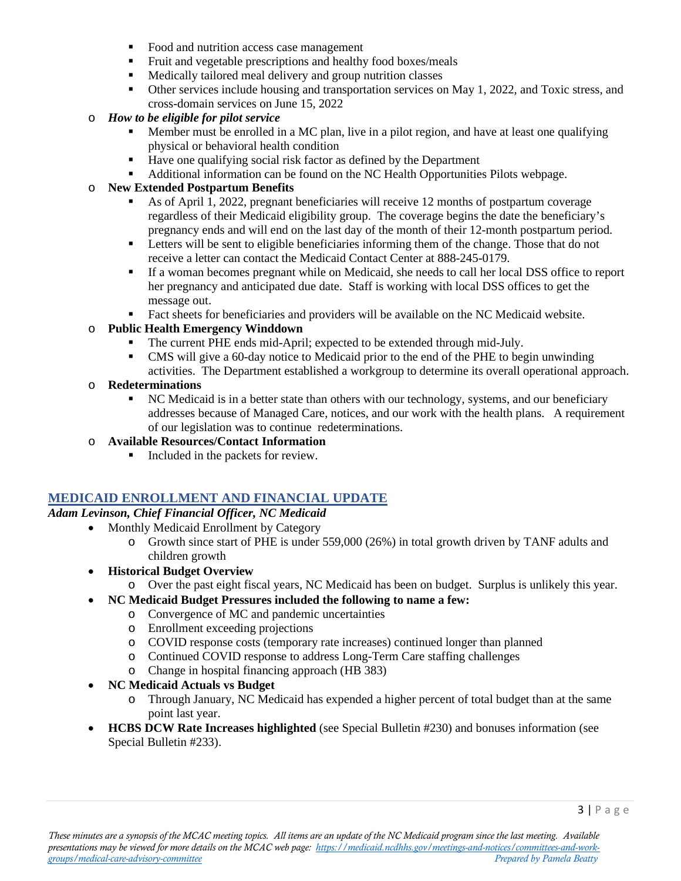- Food and nutrition access case management
      - Fruit and vegetable prescriptions and healthy food boxes/meals
      - Medically tailored meal delivery and group nutrition classes
      - Other services include housing and transportation services on May 1, 2022, and Toxic stress, and cross-domain services on June 15, 2022
   - ***How to be eligible for pilot service***
      - Member must be enrolled in a MC plan, live in a pilot region, and have at least one qualifying physical or behavioral health condition
      - Have one qualifying social risk factor as defined by the Department
      - Additional information can be found on the NC Health Opportunities Pilots webpage.
   - **New Extended Postpartum Benefits**
      - As of April 1, 2022, pregnant beneficiaries will receive 12 months of postpartum coverage regardless of their Medicaid eligibility group. The coverage begins the date the beneficiary's pregnancy ends and will end on the last day of the month of their 12-month postpartum period.
      - Letters will be sent to eligible beneficiaries informing them of the change. Those that do not receive a letter can contact the Medicaid Contact Center at 888-245-0179.
      - If a woman becomes pregnant while on Medicaid, she needs to call her local DSS office to report her pregnancy and anticipated due date. Staff is working with local DSS offices to get the message out.
      - Fact sheets for beneficiaries and providers will be available on the NC Medicaid website.
   - **Public Health Emergency Winddown**
      - The current PHE ends mid-April; expected to be extended through mid-July.
      - CMS will give a 60-day notice to Medicaid prior to the end of the PHE to begin unwinding activities. The Department established a workgroup to determine its overall operational approach.
   - **Redeterminations**
      - NC Medicaid is in a better state than others with our technology, systems, and our beneficiary addresses because of Managed Care, notices, and our work with the health plans. A requirement of our legislation was to continue redeterminations.
   - **Available Resources/Contact Information**
      - Included in the packets for review.

## MEDICAID ENROLLMENT AND FINANCIAL UPDATE

***Adam Levinson, Chief Financial Officer, NC Medicaid***

- Monthly Medicaid Enrollment by Category
   - Growth since start of PHE is under 559,000 (26%) in total growth driven by TANF adults and children growth
- **Historical Budget Overview**
   - Over the past eight fiscal years, NC Medicaid has been on budget. Surplus is unlikely this year.
- **NC Medicaid Budget Pressures included the following to name a few:**
   - Convergence of MC and pandemic uncertainties
   - Enrollment exceeding projections
   - COVID response costs (temporary rate increases) continued longer than planned
   - Continued COVID response to address Long-Term Care staffing challenges
   - Change in hospital financing approach (HB 383)
- **NC Medicaid Actuals vs Budget**
   - Through January, NC Medicaid has expended a higher percent of total budget than at the same point last year.
- **HCBS DCW Rate Increases highlighted** (see Special Bulletin #230) and bonuses information (see Special Bulletin #233).

*These minutes are a synopsis of the MCAC meeting topics. All items are an update of the NC Medicaid program since the last meeting. Available presentations may be viewed for more details on the MCAC web page: [https://medicaid.ncdhhs.gov/meetings-and-notices/committees-and-work-groups/medical-care-advisory-committee](https://medicaid.ncdhhs.gov/meetings-and-notices/committees-and-work-groups/medical-care-advisory-committee) Prepared by Pamela Beatty*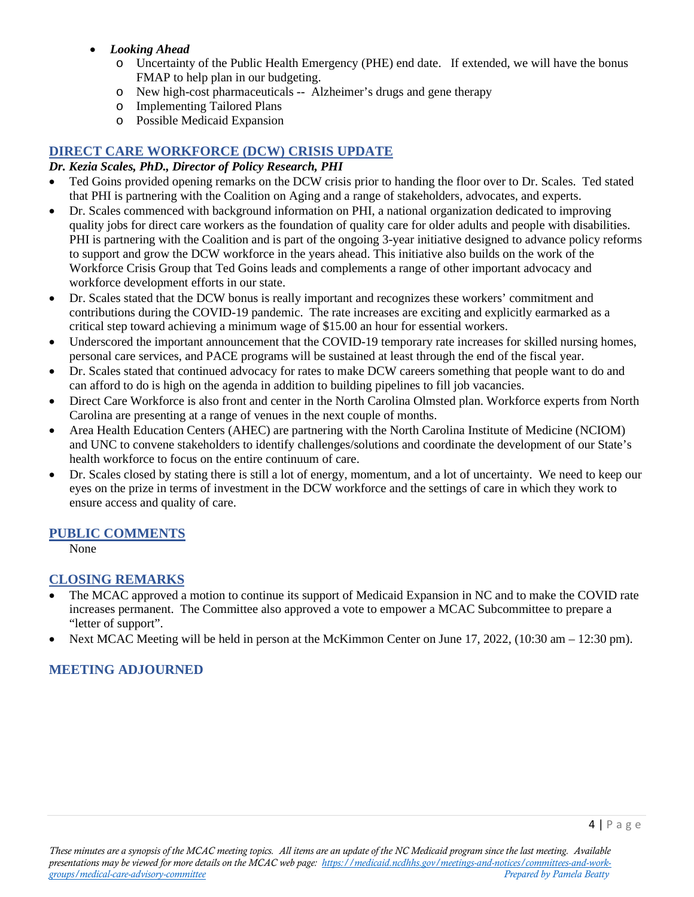- ***Looking Ahead***
  - Uncertainty of the Public Health Emergency (PHE) end date. If extended, we will have the bonus FMAP to help plan in our budgeting.
  - New high-cost pharmaceuticals -- Alzheimer's drugs and gene therapy
  - Implementing Tailored Plans
  - Possible Medicaid Expansion

## DIRECT CARE WORKFORCE (DCW) CRISIS UPDATE

***Dr. Kezia Scales, PhD., Director of Policy Research, PHI***

- Ted Goins provided opening remarks on the DCW crisis prior to handing the floor over to Dr. Scales. Ted stated that PHI is partnering with the Coalition on Aging and a range of stakeholders, advocates, and experts.
- Dr. Scales commenced with background information on PHI, a national organization dedicated to improving quality jobs for direct care workers as the foundation of quality care for older adults and people with disabilities. PHI is partnering with the Coalition and is part of the ongoing 3-year initiative designed to advance policy reforms to support and grow the DCW workforce in the years ahead. This initiative also builds on the work of the Workforce Crisis Group that Ted Goins leads and complements a range of other important advocacy and workforce development efforts in our state.
- Dr. Scales stated that the DCW bonus is really important and recognizes these workers' commitment and contributions during the COVID-19 pandemic. The rate increases are exciting and explicitly earmarked as a critical step toward achieving a minimum wage of $15.00 an hour for essential workers.
- Underscored the important announcement that the COVID-19 temporary rate increases for skilled nursing homes, personal care services, and PACE programs will be sustained at least through the end of the fiscal year.
- Dr. Scales stated that continued advocacy for rates to make DCW careers something that people want to do and can afford to do is high on the agenda in addition to building pipelines to fill job vacancies.
- Direct Care Workforce is also front and center in the North Carolina Olmsted plan. Workforce experts from North Carolina are presenting at a range of venues in the next couple of months.
- Area Health Education Centers (AHEC) are partnering with the North Carolina Institute of Medicine (NCIOM) and UNC to convene stakeholders to identify challenges/solutions and coordinate the development of our State's health workforce to focus on the entire continuum of care.
- Dr. Scales closed by stating there is still a lot of energy, momentum, and a lot of uncertainty. We need to keep our eyes on the prize in terms of investment in the DCW workforce and the settings of care in which they work to ensure access and quality of care.

## PUBLIC COMMENTS

None

## CLOSING REMARKS

- The MCAC approved a motion to continue its support of Medicaid Expansion in NC and to make the COVID rate increases permanent. The Committee also approved a vote to empower a MCAC Subcommittee to prepare a "letter of support".
- Next MCAC Meeting will be held in person at the McKimmon Center on June 17, 2022, (10:30 am – 12:30 pm).

## MEETING ADJOURNED

*These minutes are a synopsis of the MCAC meeting topics. All items are an update of the NC Medicaid program since the last meeting. Available presentations may be viewed for more details on the MCAC web page: https://medicaid.ncdhhs.gov/meetings-and-notices/committees-and-work-groups/medical-care-advisory-committee* *Prepared by Pamela Beatty*